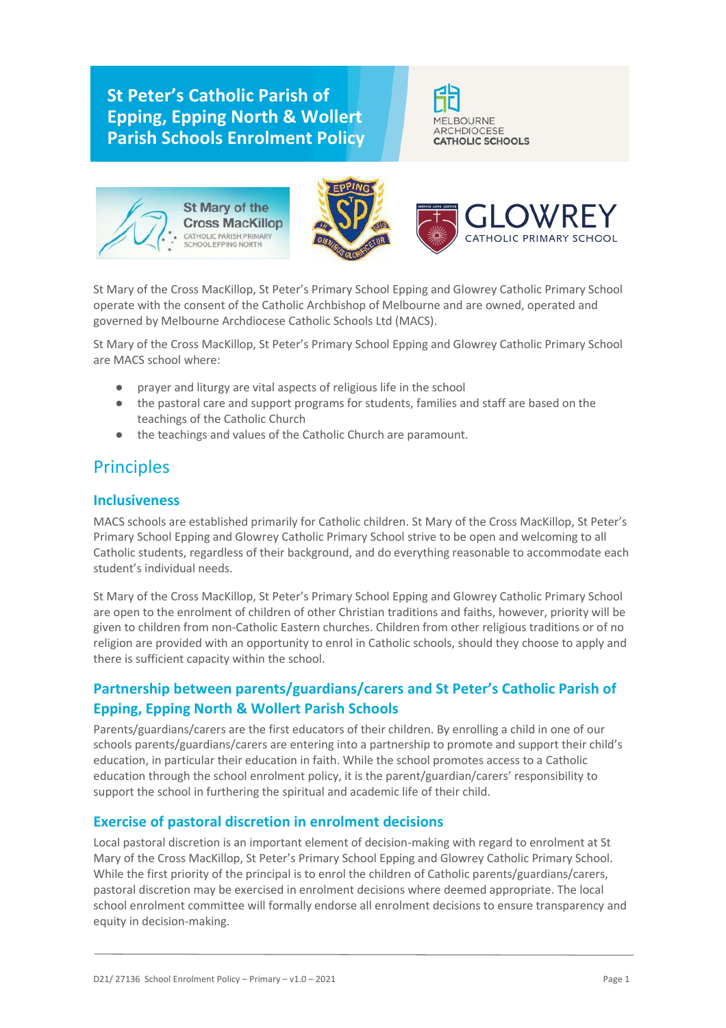# St Peter's Catholic Parish of Epping, Epping North & Wollert Parish Schools Enrolment Policy

St Mary of the Cross MacKillop, St Peter's Primary School Epping and Glowrey Catholic Primary School operate with the consent of the Catholic Archbishop of Melbourne and are owned, operated and governed by Melbourne Archdiocese Catholic Schools Ltd (MACS).

St Mary of the Cross MacKillop, St Peter's Primary School Epping and Glowrey Catholic Primary School are MACS school where:

- prayer and liturgy are vital aspects of religious life in the school
- the pastoral care and support programs for students, families and staff are based on the teachings of the Catholic Church
- the teachings and values of the Catholic Church are paramount.

## Principles

### Inclusiveness

MACS schools are established primarily for Catholic children. St Mary of the Cross MacKillop, St Peter's Primary School Epping and Glowrey Catholic Primary School strive to be open and welcoming to all Catholic students, regardless of their background, and do everything reasonable to accommodate each student's individual needs.

St Mary of the Cross MacKillop, St Peter's Primary School Epping and Glowrey Catholic Primary School are open to the enrolment of children of other Christian traditions and faiths, however, priority will be given to children from non-Catholic Eastern churches. Children from other religious traditions or of no religion are provided with an opportunity to enrol in Catholic schools, should they choose to apply and there is sufficient capacity within the school.

### Partnership between parents/guardians/carers and St Peter's Catholic Parish of Epping, Epping North & Wollert Parish Schools

Parents/guardians/carers are the first educators of their children. By enrolling a child in one of our schools parents/guardians/carers are entering into a partnership to promote and support their child's education, in particular their education in faith. While the school promotes access to a Catholic education through the school enrolment policy, it is the parent/guardian/carers' responsibility to support the school in furthering the spiritual and academic life of their child.

### Exercise of pastoral discretion in enrolment decisions

Local pastoral discretion is an important element of decision-making with regard to enrolment at St Mary of the Cross MacKillop, St Peter's Primary School Epping and Glowrey Catholic Primary School. While the first priority of the principal is to enrol the children of Catholic parents/guardians/carers, pastoral discretion may be exercised in enrolment decisions where deemed appropriate. The local school enrolment committee will formally endorse all enrolment decisions to ensure transparency and equity in decision-making.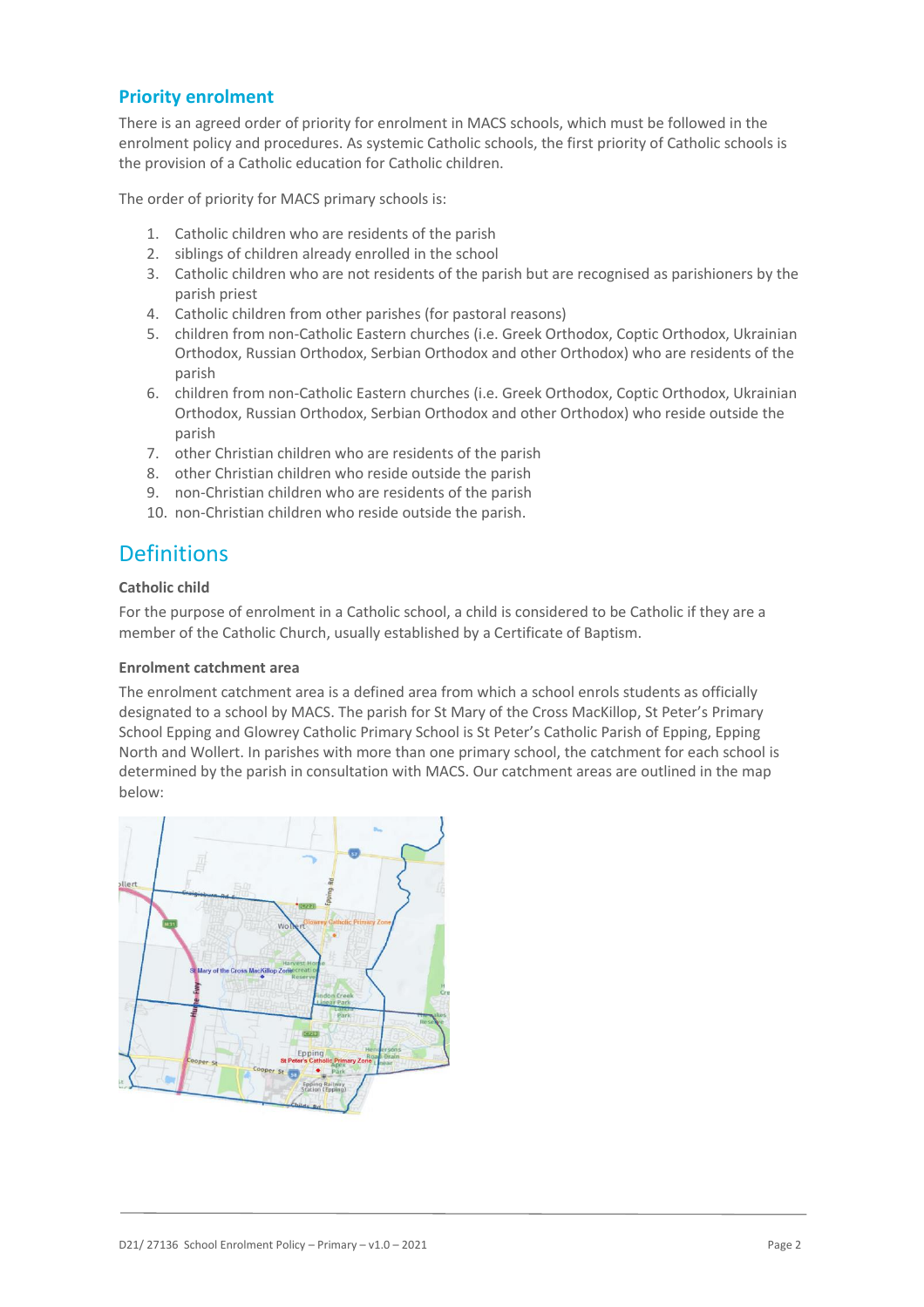### Priority enrolment

There is an agreed order of priority for enrolment in MACS schools, which must be followed in the enrolment policy and procedures. As systemic Catholic schools, the first priority of Catholic schools is the provision of a Catholic education for Catholic children.

The order of priority for MACS primary schools is:

1. Catholic children who are residents of the parish
2. siblings of children already enrolled in the school
3. Catholic children who are not residents of the parish but are recognised as parishioners by the parish priest
4. Catholic children from other parishes (for pastoral reasons)
5. children from non-Catholic Eastern churches (i.e. Greek Orthodox, Coptic Orthodox, Ukrainian Orthodox, Russian Orthodox, Serbian Orthodox and other Orthodox) who are residents of the parish
6. children from non-Catholic Eastern churches (i.e. Greek Orthodox, Coptic Orthodox, Ukrainian Orthodox, Russian Orthodox, Serbian Orthodox and other Orthodox) who reside outside the parish
7. other Christian children who are residents of the parish
8. other Christian children who reside outside the parish
9. non-Christian children who are residents of the parish
10. non-Christian children who reside outside the parish.

## Definitions

**Catholic child**

For the purpose of enrolment in a Catholic school, a child is considered to be Catholic if they are a member of the Catholic Church, usually established by a Certificate of Baptism.

**Enrolment catchment area**

The enrolment catchment area is a defined area from which a school enrols students as officially designated to a school by MACS. The parish for St Mary of the Cross MacKillop, St Peter's Primary School Epping and Glowrey Catholic Primary School is St Peter's Catholic Parish of Epping, Epping North and Wollert. In parishes with more than one primary school, the catchment for each school is determined by the parish in consultation with MACS. Our catchment areas are outlined in the map below: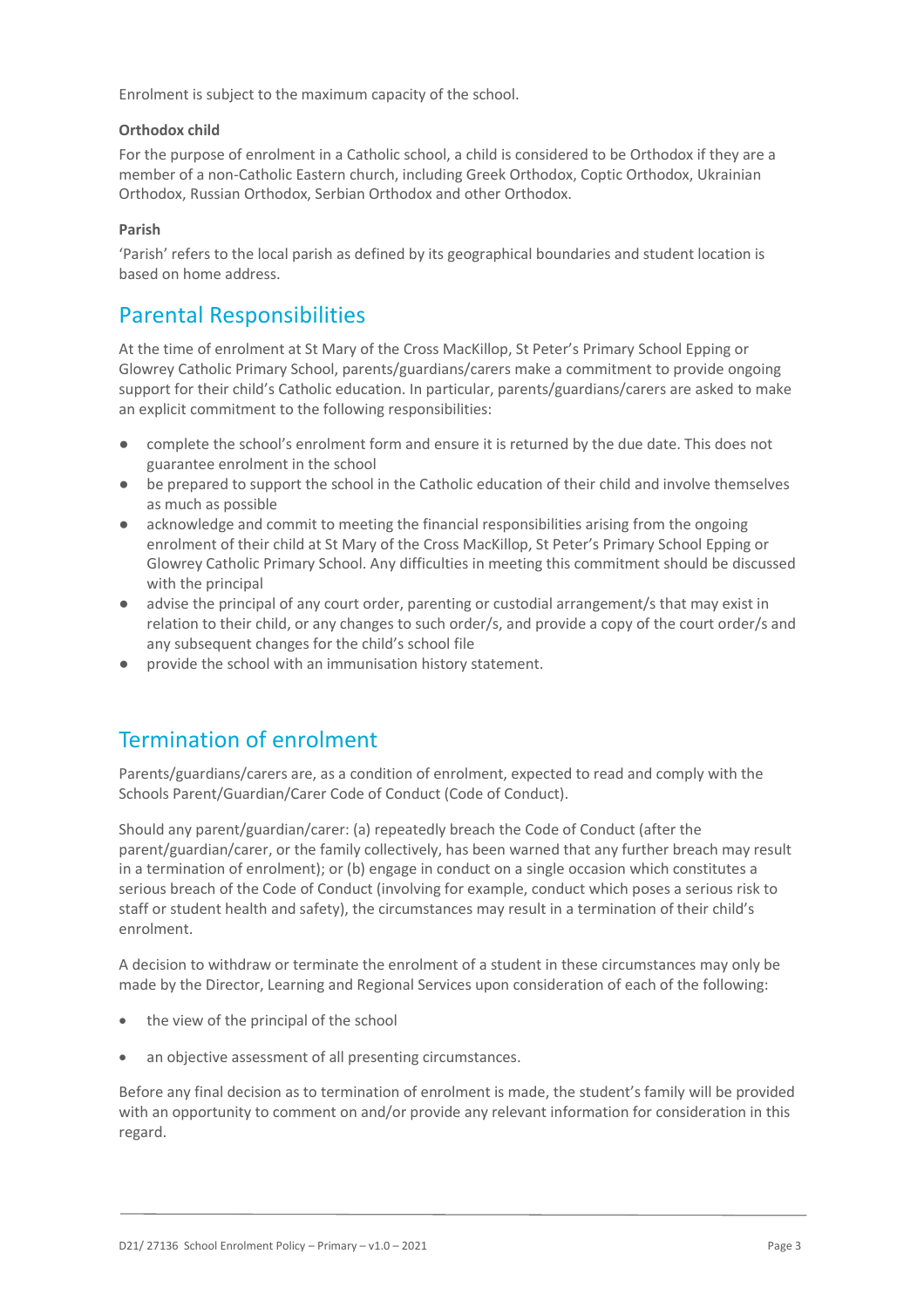Enrolment is subject to the maximum capacity of the school.

**Orthodox child**

For the purpose of enrolment in a Catholic school, a child is considered to be Orthodox if they are a member of a non-Catholic Eastern church, including Greek Orthodox, Coptic Orthodox, Ukrainian Orthodox, Russian Orthodox, Serbian Orthodox and other Orthodox.

**Parish**

'Parish' refers to the local parish as defined by its geographical boundaries and student location is based on home address.

## Parental Responsibilities

At the time of enrolment at St Mary of the Cross MacKillop, St Peter's Primary School Epping or Glowrey Catholic Primary School, parents/guardians/carers make a commitment to provide ongoing support for their child's Catholic education. In particular, parents/guardians/carers are asked to make an explicit commitment to the following responsibilities:

- complete the school's enrolment form and ensure it is returned by the due date. This does not guarantee enrolment in the school
- be prepared to support the school in the Catholic education of their child and involve themselves as much as possible
- acknowledge and commit to meeting the financial responsibilities arising from the ongoing enrolment of their child at St Mary of the Cross MacKillop, St Peter's Primary School Epping or Glowrey Catholic Primary School. Any difficulties in meeting this commitment should be discussed with the principal
- advise the principal of any court order, parenting or custodial arrangement/s that may exist in relation to their child, or any changes to such order/s, and provide a copy of the court order/s and any subsequent changes for the child's school file
- provide the school with an immunisation history statement.

## Termination of enrolment

Parents/guardians/carers are, as a condition of enrolment, expected to read and comply with the Schools Parent/Guardian/Carer Code of Conduct (Code of Conduct).

Should any parent/guardian/carer: (a) repeatedly breach the Code of Conduct (after the parent/guardian/carer, or the family collectively, has been warned that any further breach may result in a termination of enrolment); or (b) engage in conduct on a single occasion which constitutes a serious breach of the Code of Conduct (involving for example, conduct which poses a serious risk to staff or student health and safety), the circumstances may result in a termination of their child's enrolment.

A decision to withdraw or terminate the enrolment of a student in these circumstances may only be made by the Director, Learning and Regional Services upon consideration of each of the following:

- the view of the principal of the school
- an objective assessment of all presenting circumstances.

Before any final decision as to termination of enrolment is made, the student's family will be provided with an opportunity to comment on and/or provide any relevant information for consideration in this regard.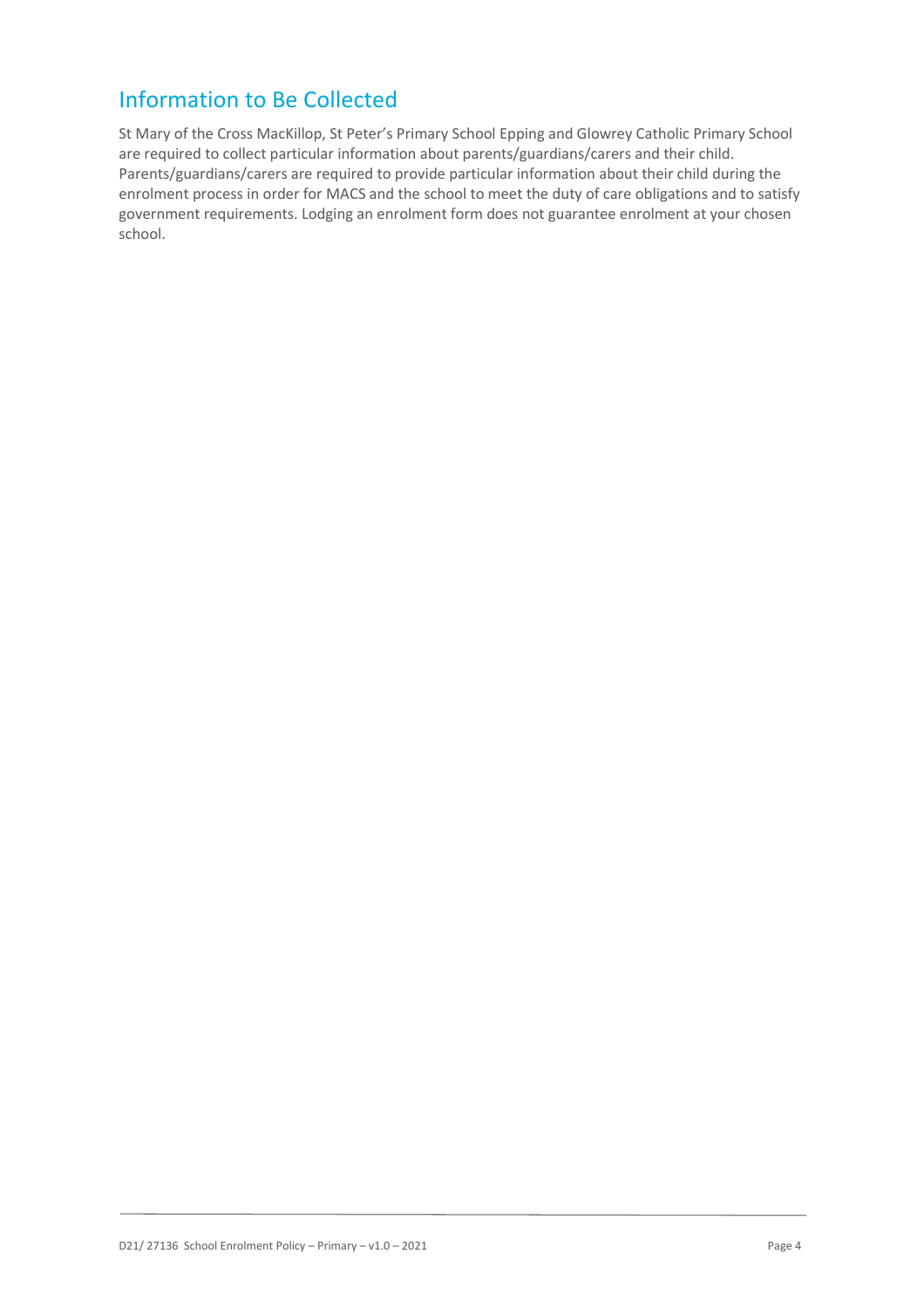## Information to Be Collected

St Mary of the Cross MacKillop, St Peter's Primary School Epping and Glowrey Catholic Primary School are required to collect particular information about parents/guardians/carers and their child. Parents/guardians/carers are required to provide particular information about their child during the enrolment process in order for MACS and the school to meet the duty of care obligations and to satisfy government requirements. Lodging an enrolment form does not guarantee enrolment at your chosen school.